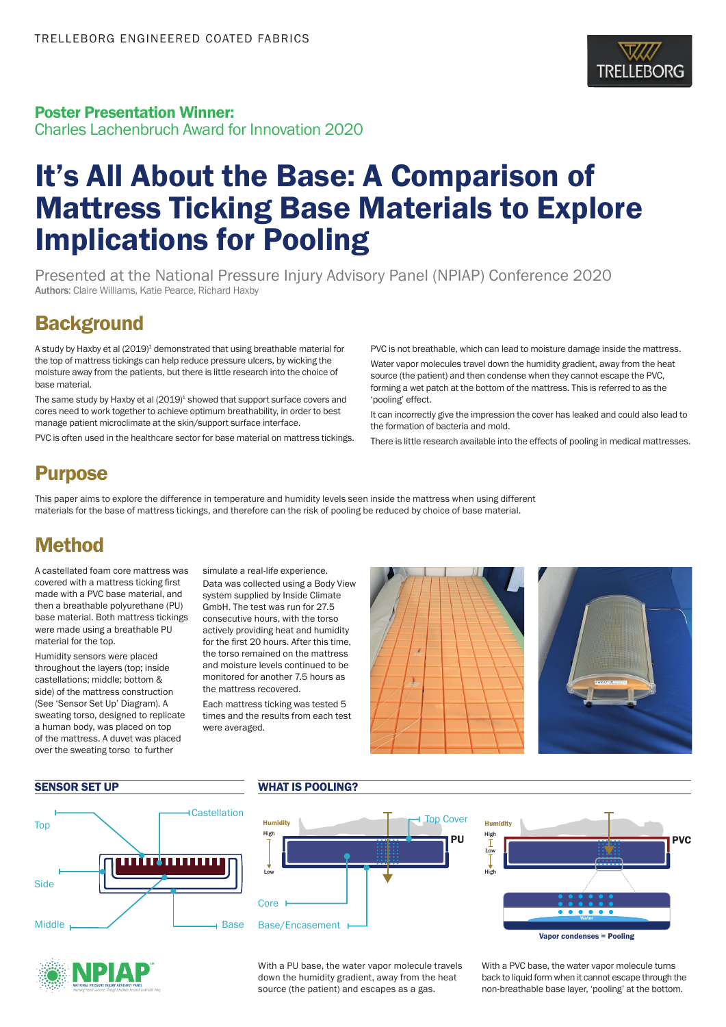TRELLEBORG ENGINEERED COATED FABRICS

**Poster Presentation Winner:**
Charles Lachenbruch Award for Innovation 2020

# It's All About the Base: A Comparison of Mattress Ticking Base Materials to Explore Implications for Pooling

Presented at the National Pressure Injury Advisory Panel (NPIAP) Conference 2020

**Authors:** Claire Williams, Katie Pearce, Richard Haxby

## Background

A study by Haxby et al (2019)[1] demonstrated that using breathable material for the top of mattress tickings can help reduce pressure ulcers, by wicking the moisture away from the patients, but there is little research into the choice of base material.

The same study by Haxby et al (2019)[1] showed that support surface covers and cores need to work together to achieve optimum breathability, in order to best manage patient microclimate at the skin/support surface interface.

PVC is often used in the healthcare sector for base material on mattress tickings.

PVC is not breathable, which can lead to moisture damage inside the mattress.

Water vapor molecules travel down the humidity gradient, away from the heat source (the patient) and then condense when they cannot escape the PVC, forming a wet patch at the bottom of the mattress. This is referred to as the 'pooling' effect.

It can incorrectly give the impression the cover has leaked and could also lead to the formation of bacteria and mold.

There is little research available into the effects of pooling in medical mattresses.

## Purpose

This paper aims to explore the difference in temperature and humidity levels seen inside the mattress when using different materials for the base of mattress tickings, and therefore can the risk of pooling be reduced by choice of base material.

## Method

A castellated foam core mattress was covered with a mattress ticking first made with a PVC base material, and then a breathable polyurethane (PU) base material. Both mattress tickings were made using a breathable PU material for the top.

Humidity sensors were placed throughout the layers (top; inside castellations; middle; bottom & side) of the mattress construction (See 'Sensor Set Up' Diagram). A sweating torso, designed to replicate a human body, was placed on top of the mattress. A duvet was placed over the sweating torso to further simulate a real-life experience. Data was collected using a Body View system supplied by Inside Climate GmbH. The test was run for 27.5 consecutive hours, with the torso actively providing heat and humidity for the first 20 hours. After this time, the torso remained on the mattress and moisture levels continued to be monitored for another 7.5 hours as the mattress recovered.

Each mattress ticking was tested 5 times and the results from each test were averaged.

### SENSOR SET UP

Top, Castellation, Side, Middle, Base

### WHAT IS POOLING?

Humidity High / Low — Top Cover — PU — Core — Base/Encasement

Humidity High / Low / High — PVC — Water — Vapor condenses = Pooling

With a PU base, the water vapor molecule travels down the humidity gradient, away from the heat source (the patient) and escapes as a gas.

With a PVC base, the water vapor molecule turns back to liquid form when it cannot escape through the non-breathable base layer, 'pooling' at the bottom.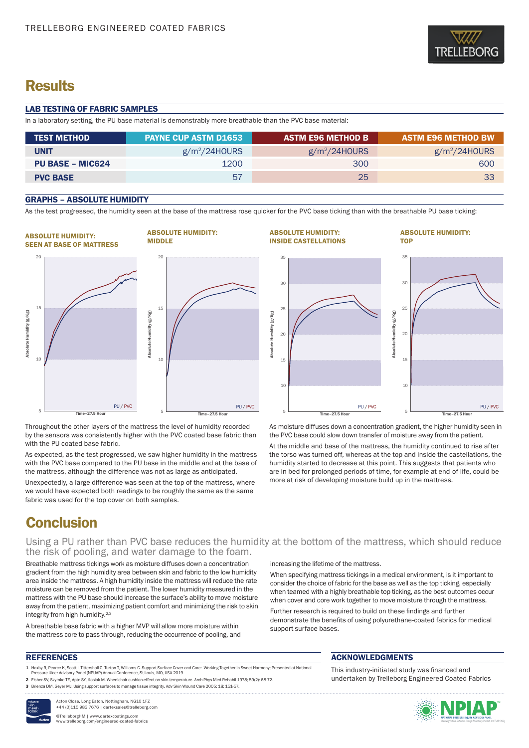# Results

## LAB TESTING OF FABRIC SAMPLES

In a laboratory setting, the PU base material is demonstrably more breathable than the PVC base material:

| TEST METHOD | PAYNE CUP ASTM D1653 | ASTM E96 METHOD B | ASTM E96 METHOD BW |
|---|---|---|---|
| UNIT | $g/m^2$/24HOURS | $g/m^2$/24HOURS | $g/m^2$/24HOURS |
| PU BASE – MIC624 | 1200 | 300 | 600 |
| PVC BASE | 57 | 25 | 33 |

## GRAPHS – ABSOLUTE HUMIDITY

As the test progressed, the humidity seen at the base of the mattress rose quicker for the PVC base ticking than with the breathable PU base ticking:

ABSOLUTE HUMIDITY: SEEN AT BASE OF MATTRESS

Absolute Humidity (g/Kg)

20
15
10
5

PU / PVC

Time–27.5 Hour

ABSOLUTE HUMIDITY: MIDDLE

Absolute Humidity (g/Kg)

20
15
10
5

PU / PVC

Time–27.5 Hour

ABSOLUTE HUMIDITY: INSIDE CASTELLATIONS

Absolute Humidity (g/Kg)

35
30
25
20
15
10
5

PU / PVC

Time–27.5 Hour

ABSOLUTE HUMIDITY: TOP

Absolute Humidity (g/Kg)

35
30
25
20
15
10
5

PU / PVC

Time–27.5 Hour

Throughout the other layers of the mattress the level of humidity recorded by the sensors was consistently higher with the PVC coated base fabric than with the PU coated base fabric.

As expected, as the test progressed, we saw higher humidity in the mattress with the PVC base compared to the PU base in the middle and at the base of the mattress, although the difference was not as large as anticipated.

Unexpectedly, a large difference was seen at the top of the mattress, where we would have expected both readings to be roughly the same as the same fabric was used for the top cover on both samples.

As moisture diffuses down a concentration gradient, the higher humidity seen in the PVC base could slow down transfer of moisture away from the patient.

At the middle and base of the mattress, the humidity continued to rise after the torso was turned off, whereas at the top and inside the castellations, the humidity started to decrease at this point. This suggests that patients who are in bed for prolonged periods of time, for example at end-of-life, could be more at risk of developing moisture build up in the mattress.

# Conclusion

Using a PU rather than PVC base reduces the humidity at the bottom of the mattress, which should reduce the risk of pooling, and water damage to the foam.

Breathable mattress tickings work as moisture diffuses down a concentration gradient from the high humidity area between skin and fabric to the low humidity area inside the mattress. A high humidity inside the mattress will reduce the rate moisture can be removed from the patient. The lower humidity measured in the mattress with the PU base should increase the surface's ability to move moisture away from the patient, maximizing patient comfort and minimizing the risk to skin integrity from high humidity.[2,3]

A breathable base fabric with a higher MVP will allow more moisture within the mattress core to pass through, reducing the occurrence of pooling, and increasing the lifetime of the mattress.

When specifying mattress tickings in a medical environment, is it important to consider the choice of fabric for the base as well as the top ticking, especially when teamed with a highly breathable top ticking, as the best outcomes occur when cover and core work together to move moisture through the mattress.

Further research is required to build on these findings and further demonstrate the benefits of using polyurethane-coated fabrics for medical support surface bases.

## REFERENCES

1. Haxby R, Pearce K, Scott I, Tittershall C, Turton T, Williams C. Support Surface Cover and Core: Working Together in Sweet Harmony; Presented at National Pressure Ulcer Advisory Panel (NPUAP) Annual Conference, St Louis, MO, USA 2019
2. Fisher SV, Szymke TE, Apte SY, Kosiak M. Wheelchair cushion effect on skin temperature. Arch Phys Med Rehabil 1978; 59(2): 68-72.
3. Brienza DM, Geyer MJ. Using support surfaces to manage tissue integrity. Adv Skin Wound Care 2005; 18: 151-57.

## ACKNOWLEDGMENTS

This industry-initiated study was financed and undertaken by Trelleborg Engineered Coated Fabrics

where skin meets fabric

dartex

Acton Close, Long Eaton, Nottingham, NG10 1FZ
+44 (0)115 983 7676 | dartexsales@trelleborg.com

@TrelleborgHM | www.dartexcoatings.com
www.trelleborg.com/engineered-coated-fabrics

NPIAP
NATIONAL PRESSURE INJURY ADVISORY PANEL